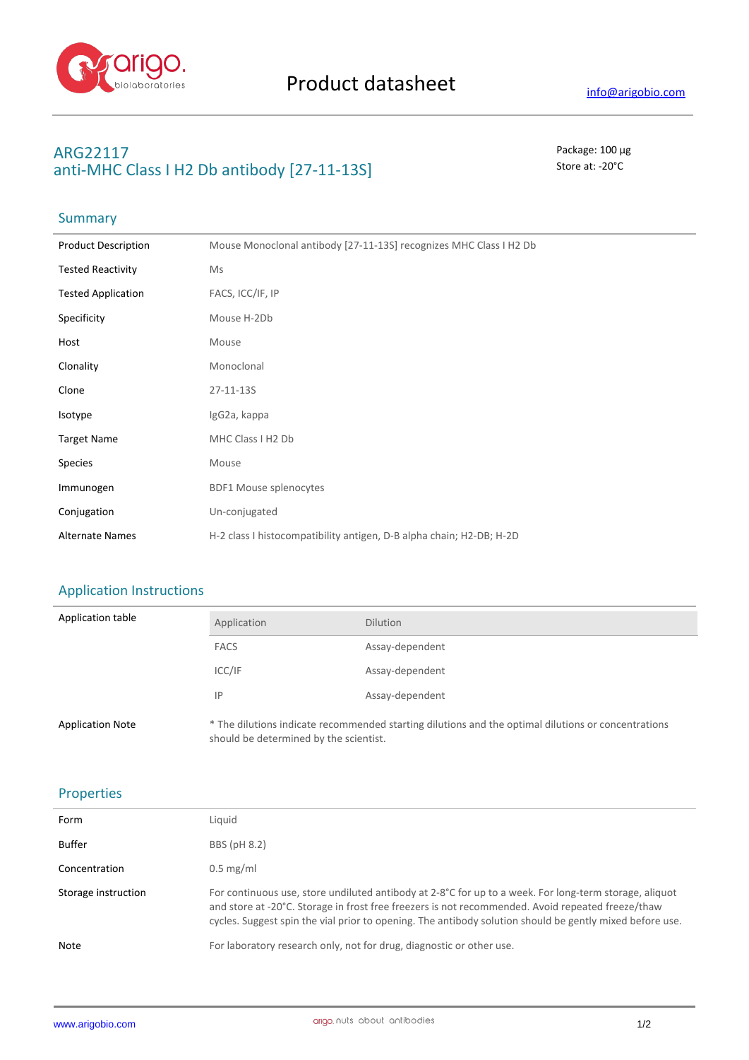# Product datasheet

info@arigobio.com

## ARG22117
## anti-MHC Class I H2 Db antibody [27-11-13S]

Package: 100 μg
Store at: -20°C

### Summary

| | |
|---|---|
| Product Description | Mouse Monoclonal antibody [27-11-13S] recognizes MHC Class I H2 Db |
| Tested Reactivity | Ms |
| Tested Application | FACS, ICC/IF, IP |
| Specificity | Mouse H-2Db |
| Host | Mouse |
| Clonality | Monoclonal |
| Clone | 27-11-13S |
| Isotype | IgG2a, kappa |
| Target Name | MHC Class I H2 Db |
| Species | Mouse |
| Immunogen | BDF1 Mouse splenocytes |
| Conjugation | Un-conjugated |
| Alternate Names | H-2 class I histocompatibility antigen, D-B alpha chain; H2-DB; H-2D |

### Application Instructions

Application table

| Application | Dilution |
|---|---|
| FACS | Assay-dependent |
| ICC/IF | Assay-dependent |
| IP | Assay-dependent |

Application Note: * The dilutions indicate recommended starting dilutions and the optimal dilutions or concentrations should be determined by the scientist.

### Properties

| | |
|---|---|
| Form | Liquid |
| Buffer | BBS (pH 8.2) |
| Concentration | 0.5 mg/ml |
| Storage instruction | For continuous use, store undiluted antibody at 2-8°C for up to a week. For long-term storage, aliquot and store at -20°C. Storage in frost free freezers is not recommended. Avoid repeated freeze/thaw cycles. Suggest spin the vial prior to opening. The antibody solution should be gently mixed before use. |
| Note | For laboratory research only, not for drug, diagnostic or other use. |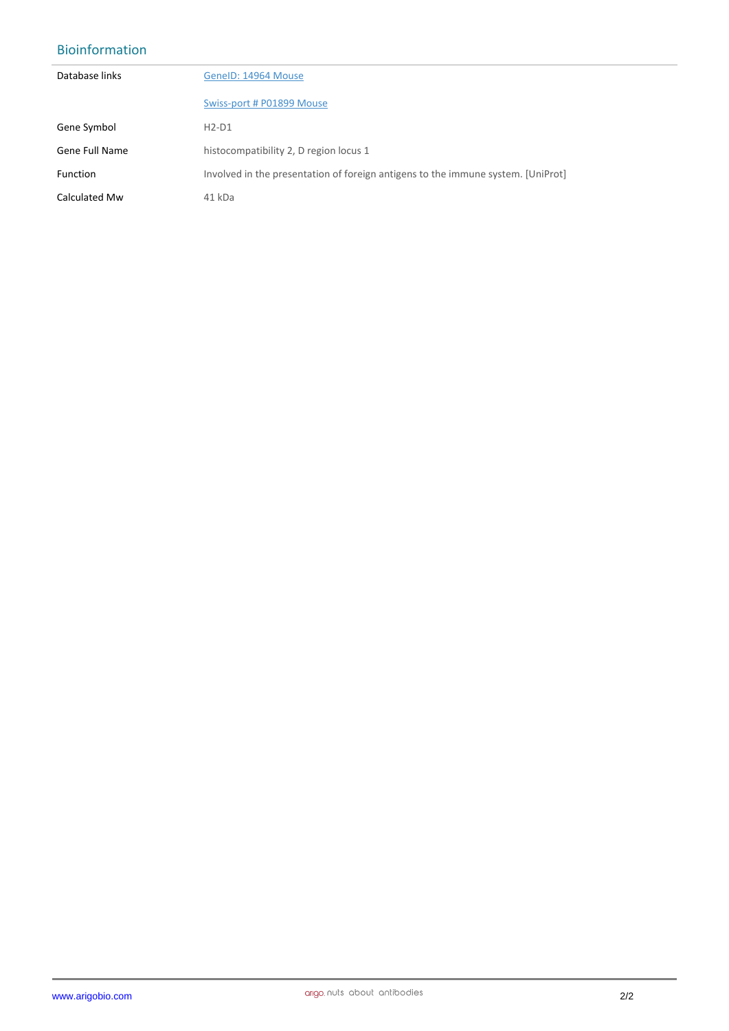## Bioinformation

| | |
|---|---|
| Database links | GeneID: 14964 Mouse |
| | Swiss-port # P01899 Mouse |
| Gene Symbol | H2-D1 |
| Gene Full Name | histocompatibility 2, D region locus 1 |
| Function | Involved in the presentation of foreign antigens to the immune system. [UniProt] |
| Calculated Mw | 41 kDa |